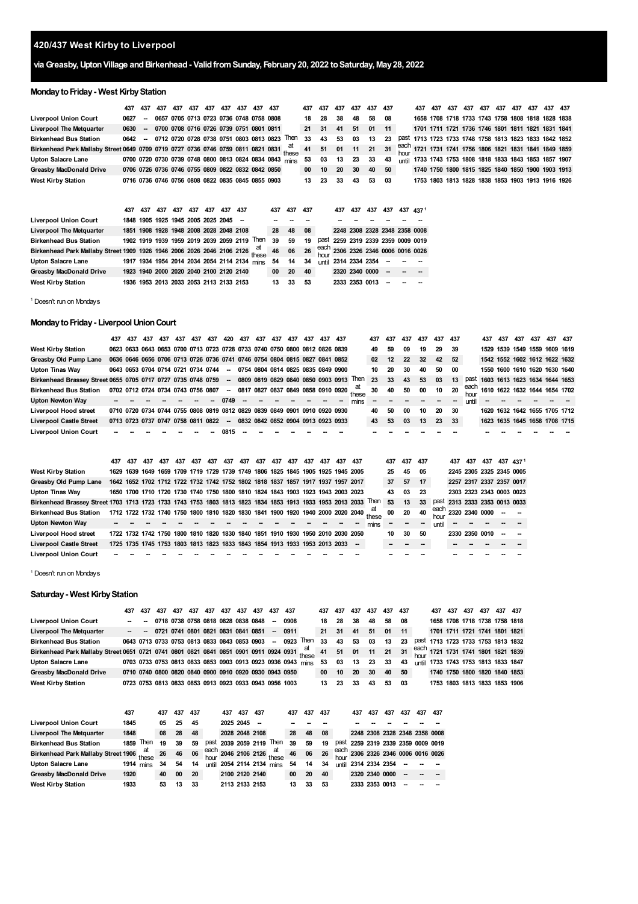# 420/437 West Kirby to Liverpool

## via Greasby, Upton Village and Birkenhead - Valid from Sunday, February 20, 2022 to Saturday, May 28, 2022

### Monday to Friday - West Kirby Station

| | 437 | 437 | 437 | 437 | 437 | 437 | 437 | 437 | 437 | 437 | | 437 | 437 | 437 | 437 | 437 | 437 | | 437 | 437 | 437 | 437 | 437 | 437 | 437 | 437 | 437 | 437 |
|---|---|---|---|---|---|---|---|---|---|---|---|---|---|---|---|---|---|---|---|---|---|---|---|---|---|---|---|---|
| Liverpool Union Court | 0627 | -- | 0657 | 0705 | 0713 | 0723 | 0736 | 0748 | 0758 | 0808 | | 18 | 28 | 38 | 48 | 58 | 08 | | 1658 | 1708 | 1718 | 1733 | 1743 | 1758 | 1808 | 1818 | 1828 | 1838 |
| Liverpool The Metquarter | 0630 | -- | 0700 | 0708 | 0716 | 0726 | 0739 | 0751 | 0801 | 0811 | | 21 | 31 | 41 | 51 | 01 | 11 | | 1701 | 1711 | 1721 | 1736 | 1746 | 1801 | 1811 | 1821 | 1831 | 1841 |
| Birkenhead Bus Station | 0642 | -- | 0712 | 0720 | 0728 | 0738 | 0751 | 0803 | 0813 | 0823 | Then | 33 | 43 | 53 | 03 | 13 | 23 | past | 1713 | 1723 | 1733 | 1748 | 1758 | 1813 | 1823 | 1833 | 1842 | 1852 |
| Birkenhead Park Mallaby Street | 0649 | 0709 | 0719 | 0727 | 0736 | 0746 | 0759 | 0811 | 0821 | 0831 | at | 41 | 51 | 01 | 11 | 21 | 31 | each | 1721 | 1731 | 1741 | 1756 | 1806 | 1821 | 1831 | 1841 | 1849 | 1859 |
| Upton Salacre Lane | 0700 | 0720 | 0730 | 0739 | 0748 | 0800 | 0813 | 0824 | 0834 | 0843 | these | 53 | 03 | 13 | 23 | 33 | 43 | hour | 1733 | 1743 | 1753 | 1808 | 1818 | 1833 | 1843 | 1853 | 1857 | 1907 |
| Greasby MacDonald Drive | 0706 | 0726 | 0736 | 0746 | 0755 | 0809 | 0822 | 0832 | 0842 | 0850 | mins | 00 | 10 | 20 | 30 | 40 | 50 | until | 1740 | 1750 | 1800 | 1815 | 1825 | 1840 | 1850 | 1900 | 1903 | 1913 |
| West Kirby Station | 0716 | 0736 | 0746 | 0756 | 0808 | 0822 | 0835 | 0845 | 0855 | 0903 | | 13 | 23 | 33 | 43 | 53 | 03 | | 1753 | 1803 | 1813 | 1828 | 1838 | 1853 | 1903 | 1913 | 1916 | 1926 |

| | 437 | 437 | 437 | 437 | 437 | 437 | 437 | 437 | | 437 | 437 | 437 | | 437 | 437 | 437 | 437 | 437 | 437[1] |
|---|---|---|---|---|---|---|---|---|---|---|---|---|---|---|---|---|---|---|---|
| Liverpool Union Court | 1848 | 1905 | 1925 | 1945 | 2005 | 2025 | 2045 | -- | | -- | -- | -- | | -- | -- | -- | -- | -- | -- |
| Liverpool The Metquarter | 1851 | 1908 | 1928 | 1948 | 2008 | 2028 | 2048 | 2108 | | 28 | 48 | 08 | | 2248 | 2308 | 2328 | 2348 | 2358 | 0008 |
| Birkenhead Bus Station | 1902 | 1919 | 1939 | 1959 | 2019 | 2039 | 2059 | 2119 | Then | 39 | 59 | 19 | past | 2259 | 2319 | 2339 | 2359 | 0009 | 0019 |
| Birkenhead Park Mallaby Street | 1909 | 1926 | 1946 | 2006 | 2026 | 2046 | 2106 | 2126 | at | 46 | 06 | 26 | each | 2306 | 2326 | 2346 | 0006 | 0016 | 0026 |
| Upton Salacre Lane | 1917 | 1934 | 1954 | 2014 | 2034 | 2054 | 2114 | 2134 | these | 54 | 14 | 34 | hour | 2314 | 2334 | 2354 | -- | -- | -- |
| Greasby MacDonald Drive | 1923 | 1940 | 2000 | 2020 | 2040 | 2100 | 2120 | 2140 | mins | 00 | 20 | 40 | until | 2320 | 2340 | 0000 | -- | -- | -- |
| West Kirby Station | 1936 | 1953 | 2013 | 2033 | 2053 | 2113 | 2133 | 2153 | | 13 | 33 | 53 | | 2333 | 2353 | 0013 | -- | -- | -- |

[1] Doesn't run on Mondays

### Monday to Friday - Liverpool Union Court

| | 437 | 437 | 437 | 437 | 437 | 437 | 420 | 437 | 437 | 437 | 437 | 437 | 437 | 437 | | 437 | 437 | 437 | 437 | 437 | 437 | | 437 | 437 | 437 | 437 | 437 | 437 |
|---|---|---|---|---|---|---|---|---|---|---|---|---|---|---|---|---|---|---|---|---|---|---|---|---|---|---|---|---|
| West Kirby Station | 0623 | 0633 | 0643 | 0653 | 0700 | 0713 | 0723 | 0728 | 0733 | 0740 | 0750 | 0800 | 0812 | 0826 | 0839 | 49 | 59 | 09 | 19 | 29 | 39 | | 1529 | 1539 | 1549 | 1559 | 1609 | 1619 |
| Greasby Old Pump Lane | 0636 | 0646 | 0656 | 0706 | 0713 | 0726 | 0736 | 0741 | 0746 | 0754 | 0804 | 0815 | 0827 | 0841 | 0852 | 02 | 12 | 22 | 32 | 42 | 52 | | 1542 | 1552 | 1602 | 1612 | 1622 | 1632 |
| Upton Tinas Way | 0643 | 0653 | 0704 | 0714 | 0721 | 0734 | 0744 | -- | 0754 | 0804 | 0814 | 0825 | 0835 | 0849 | 0900 | 10 | 20 | 30 | 40 | 50 | 00 | | 1550 | 1600 | 1610 | 1620 | 1630 | 1640 |
| Birkenhead Brassey Street | 0655 | 0705 | 0717 | 0727 | 0735 | 0748 | 0759 | -- | 0809 | 0819 | 0829 | 0840 | 0850 | 0903 | 0913 Then | 23 | 33 | 43 | 53 | 03 | 13 | past | 1603 | 1613 | 1623 | 1634 | 1644 | 1653 |
| Birkenhead Bus Station | 0702 | 0712 | 0724 | 0734 | 0743 | 0756 | 0807 | -- | 0817 | 0827 | 0837 | 0849 | 0858 | 0910 | 0920 at these | 30 | 40 | 50 | 00 | 10 | 20 | each hour | 1610 | 1622 | 1632 | 1644 | 1654 | 1702 |
| Upton Newton Way | -- | -- | -- | -- | -- | -- | -- | 0749 | -- | -- | -- | -- | -- | -- | -- mins | -- | -- | -- | -- | -- | -- | until | -- | -- | -- | -- | -- | -- |
| Liverpool Hood street | 0710 | 0720 | 0734 | 0744 | 0755 | 0808 | 0819 | 0812 | 0829 | 0839 | 0849 | 0901 | 0910 | 0920 | 0930 | 40 | 50 | 00 | 10 | 20 | 30 | | 1620 | 1632 | 1642 | 1655 | 1705 | 1712 |
| Liverpool Castle Street | 0713 | 0723 | 0737 | 0747 | 0758 | 0811 | 0822 | -- | 0832 | 0842 | 0852 | 0904 | 0913 | 0923 | 0933 | 43 | 53 | 03 | 13 | 23 | 33 | | 1623 | 1635 | 1645 | 1658 | 1708 | 1715 |
| Liverpool Union Court | -- | -- | -- | -- | -- | -- | -- | 0815 | -- | -- | -- | -- | -- | -- | -- | -- | -- | -- | -- | -- | -- | | -- | -- | -- | -- | -- | -- |

| | 437 | 437 | 437 | 437 | 437 | 437 | 437 | 437 | 437 | 437 | 437 | 437 | 437 | 437 | 437 | | 437 | 437 | 437 | | 437 | 437 | 437 | 437 | 437[1] |
|---|---|---|---|---|---|---|---|---|---|---|---|---|---|---|---|---|---|---|---|---|---|---|---|---|---|
| West Kirby Station | 1629 | 1639 | 1649 | 1659 | 1709 | 1719 | 1729 | 1739 | 1749 | 1806 | 1825 | 1845 | 1905 | 1925 | 1945 | 2005 | 25 | 45 | 05 | | 2245 | 2305 | 2325 | 2345 | 0005 |
| Greasby Old Pump Lane | 1642 | 1652 | 1702 | 1712 | 1722 | 1732 | 1742 | 1752 | 1802 | 1818 | 1837 | 1857 | 1917 | 1937 | 1957 | 2017 | 37 | 57 | 17 | | 2257 | 2317 | 2337 | 2357 | 0017 |
| Upton Tinas Way | 1650 | 1700 | 1710 | 1720 | 1730 | 1740 | 1750 | 1800 | 1810 | 1824 | 1843 | 1903 | 1923 | 1943 | 2003 | 2023 | 43 | 03 | 23 | | 2303 | 2323 | 2343 | 0003 | 0023 |
| Birkenhead Brassey Street | 1703 | 1713 | 1723 | 1733 | 1743 | 1753 | 1803 | 1813 | 1823 | 1834 | 1853 | 1913 | 1933 | 1953 | 2013 | 2033 Then | 53 | 13 | 33 | past | 2313 | 2333 | 2353 | 0013 | 0033 |
| Birkenhead Bus Station | 1712 | 1722 | 1732 | 1740 | 1750 | 1800 | 1810 | 1820 | 1830 | 1841 | 1900 | 1920 | 1940 | 2000 | 2020 | 2040 at these | 00 | 20 | 40 | each hour | 2320 | 2340 | 0000 | -- | -- |
| Upton Newton Way | -- | -- | -- | -- | -- | -- | -- | -- | -- | -- | -- | -- | -- | -- | -- | -- mins | -- | -- | -- | until | -- | -- | -- | -- | -- |
| Liverpool Hood street | 1722 | 1732 | 1742 | 1750 | 1800 | 1810 | 1820 | 1830 | 1840 | 1851 | 1910 | 1930 | 1950 | 2010 | 2030 | 2050 | 10 | 30 | 50 | | 2330 | 2350 | 0010 | -- | -- |
| Liverpool Castle Street | 1725 | 1735 | 1745 | 1753 | 1803 | 1813 | 1823 | 1833 | 1843 | 1854 | 1913 | 1933 | 1953 | 2013 | 2033 | -- | -- | -- | -- | | -- | -- | -- | -- | -- |
| Liverpool Union Court | -- | -- | -- | -- | -- | -- | -- | -- | -- | -- | -- | -- | -- | -- | -- | -- | -- | -- | -- | | -- | -- | -- | -- | -- |

[1] Doesn't run on Mondays

### Saturday - West Kirby Station

| | 437 | 437 | 437 | 437 | 437 | 437 | 437 | 437 | 437 | 437 | 437 | | 437 | 437 | 437 | 437 | 437 | 437 | | 437 | 437 | 437 | 437 | 437 | 437 |
|---|---|---|---|---|---|---|---|---|---|---|---|---|---|---|---|---|---|---|---|---|---|---|---|---|---|
| Liverpool Union Court | -- | -- | 0718 | 0738 | 0758 | 0818 | 0828 | 0838 | 0848 | -- | 0908 | | 18 | 28 | 38 | 48 | 58 | 08 | | 1658 | 1708 | 1718 | 1738 | 1758 | 1818 |
| Liverpool The Metquarter | -- | -- | 0721 | 0741 | 0801 | 0821 | 0831 | 0841 | 0851 | -- | 0911 | | 21 | 31 | 41 | 51 | 01 | 11 | | 1701 | 1711 | 1721 | 1741 | 1801 | 1821 |
| Birkenhead Bus Station | 0643 | 0713 | 0733 | 0753 | 0813 | 0833 | 0843 | 0853 | 0903 | -- | 0923 | Then | 33 | 43 | 53 | 03 | 13 | 23 | past | 1713 | 1723 | 1733 | 1753 | 1813 | 1832 |
| Birkenhead Park Mallaby Street | 0651 | 0721 | 0741 | 0801 | 0821 | 0841 | 0851 | 0901 | 0911 | 0924 | 0931 | at | 41 | 51 | 01 | 11 | 21 | 31 | each | 1721 | 1731 | 1741 | 1801 | 1821 | 1839 |
| Upton Salacre Lane | 0703 | 0733 | 0753 | 0813 | 0833 | 0853 | 0903 | 0913 | 0923 | 0936 | 0943 | these | 53 | 03 | 13 | 23 | 33 | 43 | hour | 1733 | 1743 | 1753 | 1813 | 1833 | 1847 |
| Greasby MacDonald Drive | 0710 | 0740 | 0800 | 0820 | 0840 | 0900 | 0910 | 0920 | 0930 | 0943 | 0950 | mins | 00 | 10 | 20 | 30 | 40 | 50 | until | 1740 | 1750 | 1800 | 1820 | 1840 | 1853 |
| West Kirby Station | 0723 | 0753 | 0813 | 0833 | 0853 | 0913 | 0923 | 0933 | 0943 | 0956 | 1003 | | 13 | 23 | 33 | 43 | 53 | 03 | | 1753 | 1803 | 1813 | 1833 | 1853 | 1906 |

| | 437 | | 437 | 437 | 437 | | 437 | 437 | 437 | | 437 | 437 | 437 | | 437 | 437 | 437 | 437 | 437 | 437 |
|---|---|---|---|---|---|---|---|---|---|---|---|---|---|---|---|---|---|---|---|---|
| Liverpool Union Court | 1845 | | 05 | 25 | 45 | | 2025 | 2045 | -- | | -- | -- | -- | | -- | -- | -- | -- | -- | -- |
| Liverpool The Metquarter | 1848 | | 08 | 28 | 48 | | 2028 | 2048 | 2108 | | 28 | 48 | 08 | | 2248 | 2308 | 2328 | 2348 | 2358 | 0008 |
| Birkenhead Bus Station | 1859 | Then | 19 | 39 | 59 | past | 2039 | 2059 | 2119 | Then | 39 | 59 | 19 | past | 2259 | 2319 | 2339 | 2359 | 0009 | 0019 |
| Birkenhead Park Mallaby Street | 1906 | at | 26 | 46 | 06 | each | 2046 | 2106 | 2126 | at | 46 | 06 | 26 | each | 2306 | 2326 | 2346 | 0006 | 0016 | 0026 |
| Upton Salacre Lane | 1914 | these | 34 | 54 | 14 | hour | 2054 | 2114 | 2134 | these | 54 | 14 | 34 | hour | 2314 | 2334 | 2354 | -- | -- | -- |
| Greasby MacDonald Drive | 1920 | mins | 40 | 00 | 20 | until | 2100 | 2120 | 2140 | mins | 00 | 20 | 40 | until | 2320 | 2340 | 0000 | -- | -- | -- |
| West Kirby Station | 1933 | | 53 | 13 | 33 | | 2113 | 2133 | 2153 | | 13 | 33 | 53 | | 2333 | 2353 | 0013 | -- | -- | -- |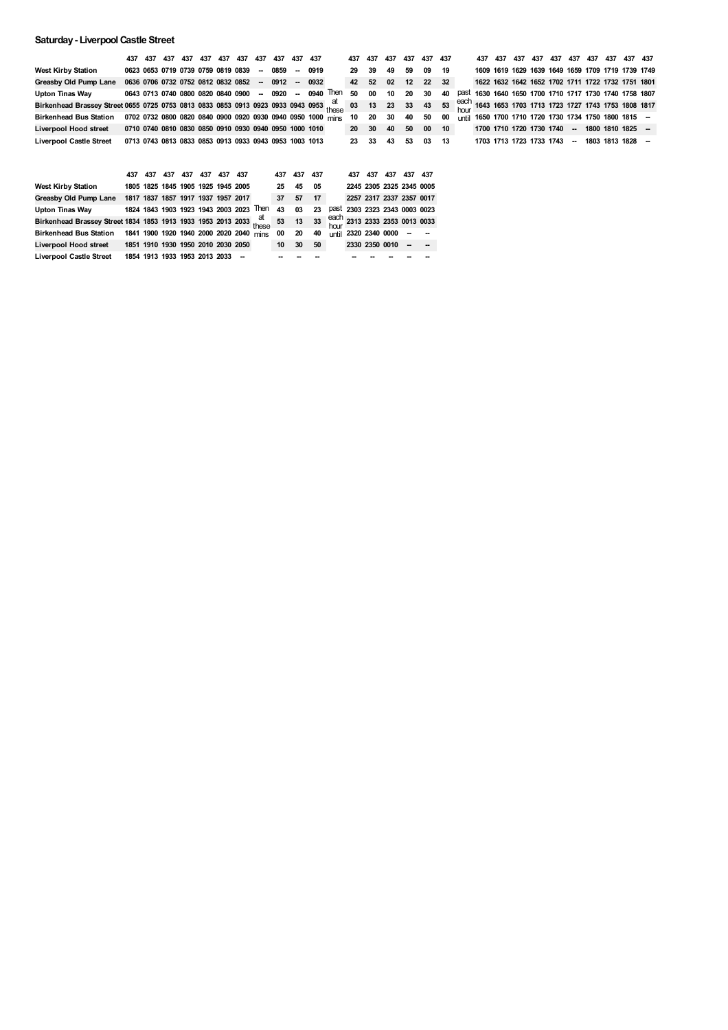## Saturday - Liverpool Castle Street

| | 437 | 437 | 437 | 437 | 437 | 437 | 437 | 437 | 437 | 437 | 437 | | 437 | 437 | 437 | 437 | 437 | 437 | | 437 | 437 | 437 | 437 | 437 | 437 | 437 | 437 | 437 | 437 |
|---|---|---|---|---|---|---|---|---|---|---|---|---|---|---|---|---|---|---|---|---|---|---|---|---|---|---|---|---|---|
| **West Kirby Station** | 0623 | 0653 | 0719 | 0739 | 0759 | 0819 | 0839 | -- | 0859 | -- | 0919 | | 29 | 39 | 49 | 59 | 09 | 19 | | 1609 | 1619 | 1629 | 1639 | 1649 | 1659 | 1709 | 1719 | 1739 | 1749 |
| **Greasby Old Pump Lane** | 0636 | 0706 | 0732 | 0752 | 0812 | 0832 | 0852 | -- | 0912 | -- | 0932 | | 42 | 52 | 02 | 12 | 22 | 32 | | 1622 | 1632 | 1642 | 1652 | 1702 | 1711 | 1722 | 1732 | 1751 | 1801 |
| **Upton Tinas Way** | 0643 | 0713 | 0740 | 0800 | 0820 | 0840 | 0900 | -- | 0920 | -- | 0940 | Then | 50 | 00 | 10 | 20 | 30 | 40 | past | 1630 | 1640 | 1650 | 1700 | 1710 | 1717 | 1730 | 1740 | 1758 | 1807 |
| **Birkenhead Brassey Street** | 0655 | 0725 | 0753 | 0813 | 0833 | 0853 | 0913 | 0923 | 0933 | 0943 | 0953 | at these | 03 | 13 | 23 | 33 | 43 | 53 | each hour | 1643 | 1653 | 1703 | 1713 | 1723 | 1727 | 1743 | 1753 | 1808 | 1817 |
| **Birkenhead Bus Station** | 0702 | 0732 | 0800 | 0820 | 0840 | 0900 | 0920 | 0930 | 0940 | 0950 | 1000 | mins | 10 | 20 | 30 | 40 | 50 | 00 | until | 1650 | 1700 | 1710 | 1720 | 1730 | 1734 | 1750 | 1800 | 1815 | -- |
| **Liverpool Hood street** | 0710 | 0740 | 0810 | 0830 | 0850 | 0910 | 0930 | 0940 | 0950 | 1000 | 1010 | | 20 | 30 | 40 | 50 | 00 | 10 | | 1700 | 1710 | 1720 | 1730 | 1740 | -- | 1800 | 1810 | 1825 | -- |
| **Liverpool Castle Street** | 0713 | 0743 | 0813 | 0833 | 0853 | 0913 | 0933 | 0943 | 0953 | 1003 | 1013 | | 23 | 33 | 43 | 53 | 03 | 13 | | 1703 | 1713 | 1723 | 1733 | 1743 | -- | 1803 | 1813 | 1828 | -- |

| | 437 | 437 | 437 | 437 | 437 | 437 | 437 | | 437 | 437 | 437 | | 437 | 437 | 437 | 437 | 437 |
|---|---|---|---|---|---|---|---|---|---|---|---|---|---|---|---|---|---|
| **West Kirby Station** | 1805 | 1825 | 1845 | 1905 | 1925 | 1945 | 2005 | | 25 | 45 | 05 | | 2245 | 2305 | 2325 | 2345 | 0005 |
| **Greasby Old Pump Lane** | 1817 | 1837 | 1857 | 1917 | 1937 | 1957 | 2017 | | 37 | 57 | 17 | | 2257 | 2317 | 2337 | 2357 | 0017 |
| **Upton Tinas Way** | 1824 | 1843 | 1903 | 1923 | 1943 | 2003 | 2023 | Then | 43 | 03 | 23 | past | 2303 | 2323 | 2343 | 0003 | 0023 |
| **Birkenhead Brassey Street** | 1834 | 1853 | 1913 | 1933 | 1953 | 2013 | 2033 | at these | 53 | 13 | 33 | each hour | 2313 | 2333 | 2353 | 0013 | 0033 |
| **Birkenhead Bus Station** | 1841 | 1900 | 1920 | 1940 | 2000 | 2020 | 2040 | mins | 00 | 20 | 40 | until | 2320 | 2340 | 0000 | -- | -- |
| **Liverpool Hood street** | 1851 | 1910 | 1930 | 1950 | 2010 | 2030 | 2050 | | 10 | 30 | 50 | | 2330 | 2350 | 0010 | -- | -- |
| **Liverpool Castle Street** | 1854 | 1913 | 1933 | 1953 | 2013 | 2033 | -- | | -- | -- | -- | | -- | -- | -- | -- | -- |